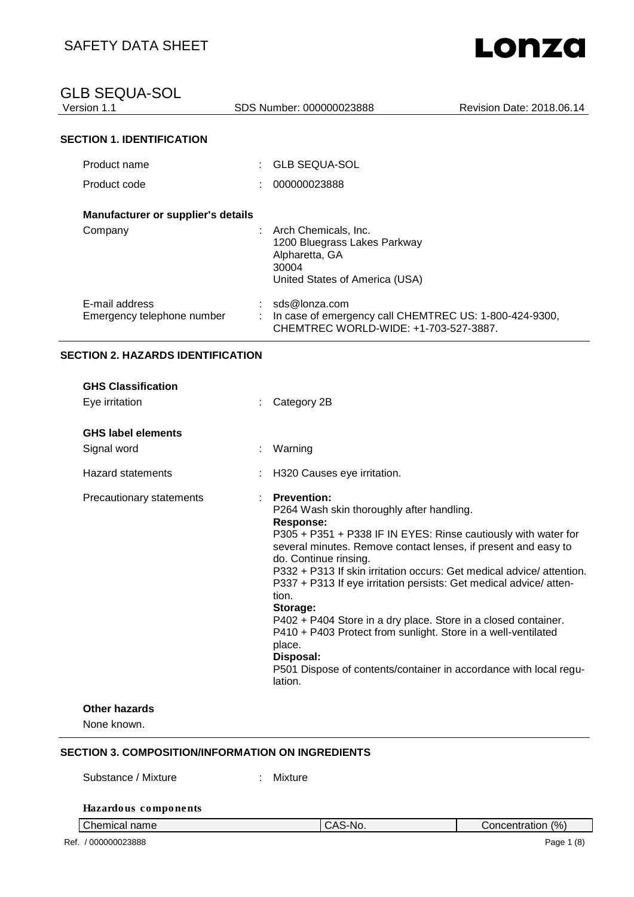SAFETY DATA SHEET

# GLB SEQUA-SOL

Version 1.1 | SDS Number: 000000023888 | Revision Date: 2018.06.14

## SECTION 1. IDENTIFICATION

Product name : GLB SEQUA-SOL

Product code : 000000023888

**Manufacturer or supplier's details**

Company : Arch Chemicals, Inc.
1200 Bluegrass Lakes Parkway
Alpharetta, GA
30004
United States of America (USA)

E-mail address : sds@lonza.com

Emergency telephone number : In case of emergency call CHEMTREC US: 1-800-424-9300, CHEMTREC WORLD-WIDE: +1-703-527-3887.

## SECTION 2. HAZARDS IDENTIFICATION

**GHS Classification**

Eye irritation : Category 2B

**GHS label elements**

Signal word : Warning

Hazard statements : H320 Causes eye irritation.

Precautionary statements : **Prevention:**
P264 Wash skin thoroughly after handling.
**Response:**
P305 + P351 + P338 IF IN EYES: Rinse cautiously with water for several minutes. Remove contact lenses, if present and easy to do. Continue rinsing.
P332 + P313 If skin irritation occurs: Get medical advice/ attention.
P337 + P313 If eye irritation persists: Get medical advice/ attention.
**Storage:**
P402 + P404 Store in a dry place. Store in a closed container.
P410 + P403 Protect from sunlight. Store in a well-ventilated place.
**Disposal:**
P501 Dispose of contents/container in accordance with local regulation.

**Other hazards**

None known.

## SECTION 3. COMPOSITION/INFORMATION ON INGREDIENTS

Substance / Mixture : Mixture

**Hazardous components**

| Chemical name | CAS-No. | Concentration (%) |
|---|---|---|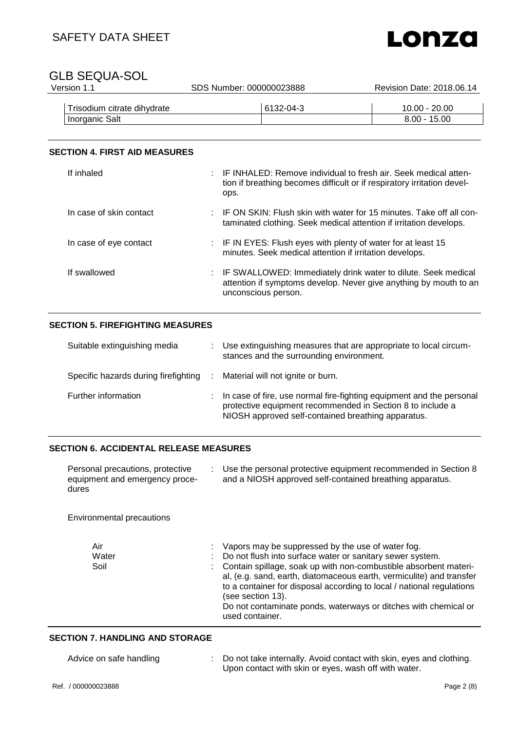| Trisodium citrate dihydrate | 6132-04-3 | 10.00 - 20.00 |
|---|---|---|
| Inorganic Salt | | 8.00 - 15.00 |

## SECTION 4. FIRST AID MEASURES

If inhaled : IF INHALED: Remove individual to fresh air. Seek medical attention if breathing becomes difficult or if respiratory irritation develops.

In case of skin contact : IF ON SKIN: Flush skin with water for 15 minutes. Take off all contaminated clothing. Seek medical attention if irritation develops.

In case of eye contact : IF IN EYES: Flush eyes with plenty of water for at least 15 minutes. Seek medical attention if irritation develops.

If swallowed : IF SWALLOWED: Immediately drink water to dilute. Seek medical attention if symptoms develop. Never give anything by mouth to an unconscious person.

## SECTION 5. FIREFIGHTING MEASURES

Suitable extinguishing media : Use extinguishing measures that are appropriate to local circumstances and the surrounding environment.

Specific hazards during firefighting : Material will not ignite or burn.

Further information : In case of fire, use normal fire-fighting equipment and the personal protective equipment recommended in Section 8 to include a NIOSH approved self-contained breathing apparatus.

## SECTION 6. ACCIDENTAL RELEASE MEASURES

Personal precautions, protective equipment and emergency procedures : Use the personal protective equipment recommended in Section 8 and a NIOSH approved self-contained breathing apparatus.

Environmental precautions

Air : Vapors may be suppressed by the use of water fog.

Water : Do not flush into surface water or sanitary sewer system.

Soil : Contain spillage, soak up with non-combustible absorbent material, (e.g. sand, earth, diatomaceous earth, vermiculite) and transfer to a container for disposal according to local / national regulations (see section 13).
Do not contaminate ponds, waterways or ditches with chemical or used container.

## SECTION 7. HANDLING AND STORAGE

Advice on safe handling : Do not take internally. Avoid contact with skin, eyes and clothing. Upon contact with skin or eyes, wash off with water.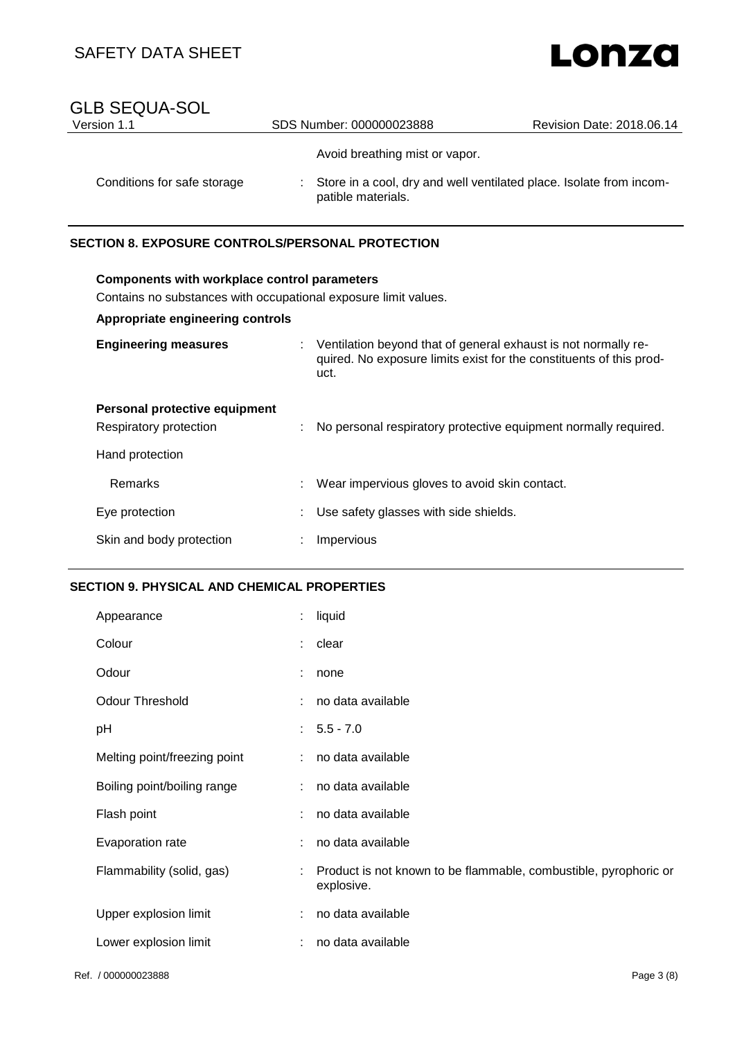| | | |
|---|---|---|
| | | Avoid breathing mist or vapor. |
| Conditions for safe storage | : | Store in a cool, dry and well ventilated place. Isolate from incompatible materials. |

## SECTION 8. EXPOSURE CONTROLS/PERSONAL PROTECTION

**Components with workplace control parameters**

Contains no substances with occupational exposure limit values.

**Appropriate engineering controls**

| | | |
|---|---|---|
| **Engineering measures** | : | Ventilation beyond that of general exhaust is not normally required. No exposure limits exist for the constituents of this product. |

**Personal protective equipment**

| | | |
|---|---|---|
| Respiratory protection | : | No personal respiratory protective equipment normally required. |
| Hand protection | | |
| Remarks | : | Wear impervious gloves to avoid skin contact. |
| Eye protection | : | Use safety glasses with side shields. |
| Skin and body protection | : | Impervious |

## SECTION 9. PHYSICAL AND CHEMICAL PROPERTIES

| | | |
|---|---|---|
| Appearance | : | liquid |
| Colour | : | clear |
| Odour | : | none |
| Odour Threshold | : | no data available |
| pH | : | 5.5 - 7.0 |
| Melting point/freezing point | : | no data available |
| Boiling point/boiling range | : | no data available |
| Flash point | : | no data available |
| Evaporation rate | : | no data available |
| Flammability (solid, gas) | : | Product is not known to be flammable, combustible, pyrophoric or explosive. |
| Upper explosion limit | : | no data available |
| Lower explosion limit | : | no data available |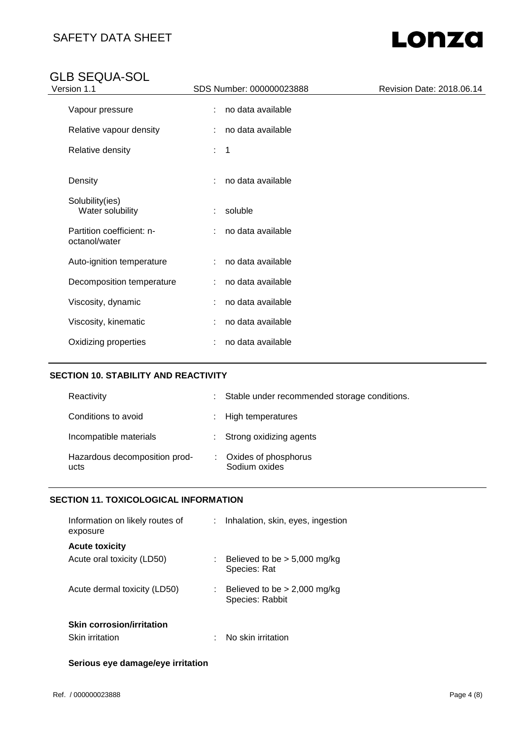| | | |
|---|---|---|
| Vapour pressure | : | no data available |
| Relative vapour density | : | no data available |
| Relative density | : | 1 |
| Density | : | no data available |
| Solubility(ies)<br>Water solubility | : | soluble |
| Partition coefficient: n-octanol/water | : | no data available |
| Auto-ignition temperature | : | no data available |
| Decomposition temperature | : | no data available |
| Viscosity, dynamic | : | no data available |
| Viscosity, kinematic | : | no data available |
| Oxidizing properties | : | no data available |

## SECTION 10. STABILITY AND REACTIVITY

| | | |
|---|---|---|
| Reactivity | : | Stable under recommended storage conditions. |
| Conditions to avoid | : | High temperatures |
| Incompatible materials | : | Strong oxidizing agents |
| Hazardous decomposition products | : | Oxides of phosphorus<br>Sodium oxides |

## SECTION 11. TOXICOLOGICAL INFORMATION

| | | |
|---|---|---|
| Information on likely routes of exposure | : | Inhalation, skin, eyes, ingestion |

**Acute toxicity**

| | | |
|---|---|---|
| Acute oral toxicity (LD50) | : | Believed to be > 5,000 mg/kg<br>Species: Rat |
| Acute dermal toxicity (LD50) | : | Believed to be > 2,000 mg/kg<br>Species: Rabbit |

**Skin corrosion/irritation**

| | | |
|---|---|---|
| Skin irritation | : | No skin irritation |

**Serious eye damage/eye irritation**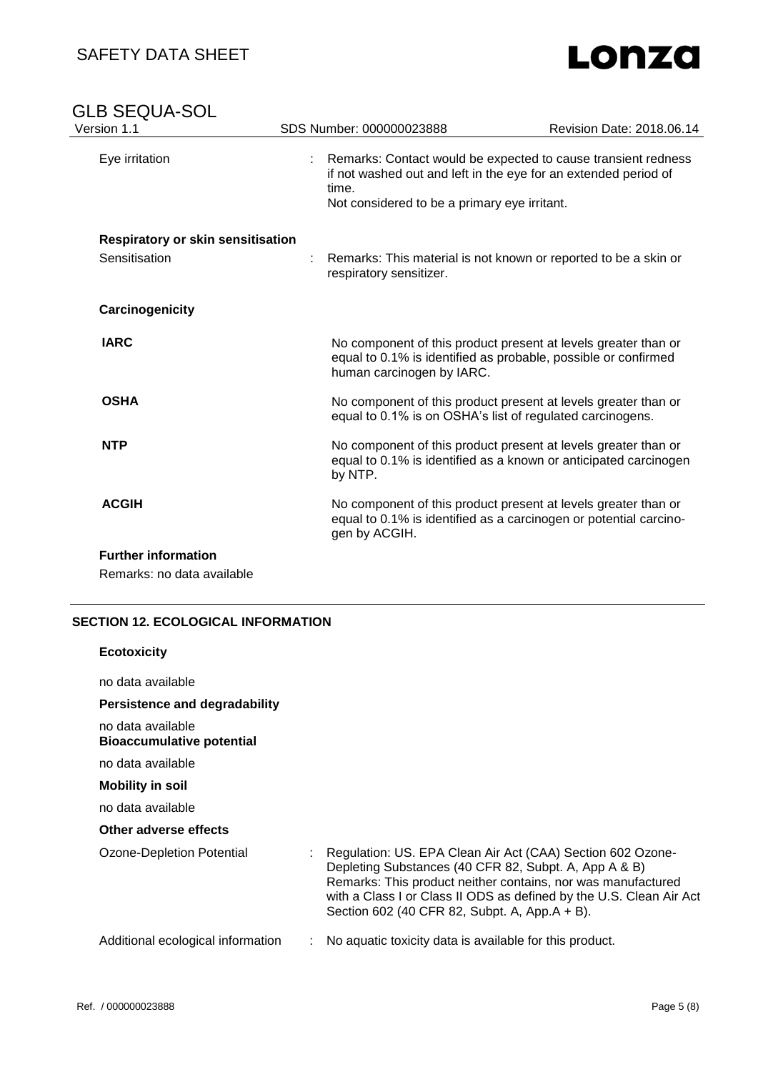Eye irritation : Remarks: Contact would be expected to cause transient redness if not washed out and left in the eye for an extended period of time.
Not considered to be a primary eye irritant.

**Respiratory or skin sensitisation**

Sensitisation : Remarks: This material is not known or reported to be a skin or respiratory sensitizer.

**Carcinogenicity**

**IARC** No component of this product present at levels greater than or equal to 0.1% is identified as probable, possible or confirmed human carcinogen by IARC.

**OSHA** No component of this product present at levels greater than or equal to 0.1% is on OSHA's list of regulated carcinogens.

**NTP** No component of this product present at levels greater than or equal to 0.1% is identified as a known or anticipated carcinogen by NTP.

**ACGIH** No component of this product present at levels greater than or equal to 0.1% is identified as a carcinogen or potential carcinogen by ACGIH.

**Further information**

Remarks: no data available

## SECTION 12. ECOLOGICAL INFORMATION

**Ecotoxicity**

no data available

**Persistence and degradability**

no data available

**Bioaccumulative potential**

no data available

**Mobility in soil**

no data available

**Other adverse effects**

Ozone-Depletion Potential : Regulation: US. EPA Clean Air Act (CAA) Section 602 Ozone-Depleting Substances (40 CFR 82, Subpt. A, App A & B)
Remarks: This product neither contains, nor was manufactured with a Class I or Class II ODS as defined by the U.S. Clean Air Act Section 602 (40 CFR 82, Subpt. A, App.A + B).

Additional ecological information : No aquatic toxicity data is available for this product.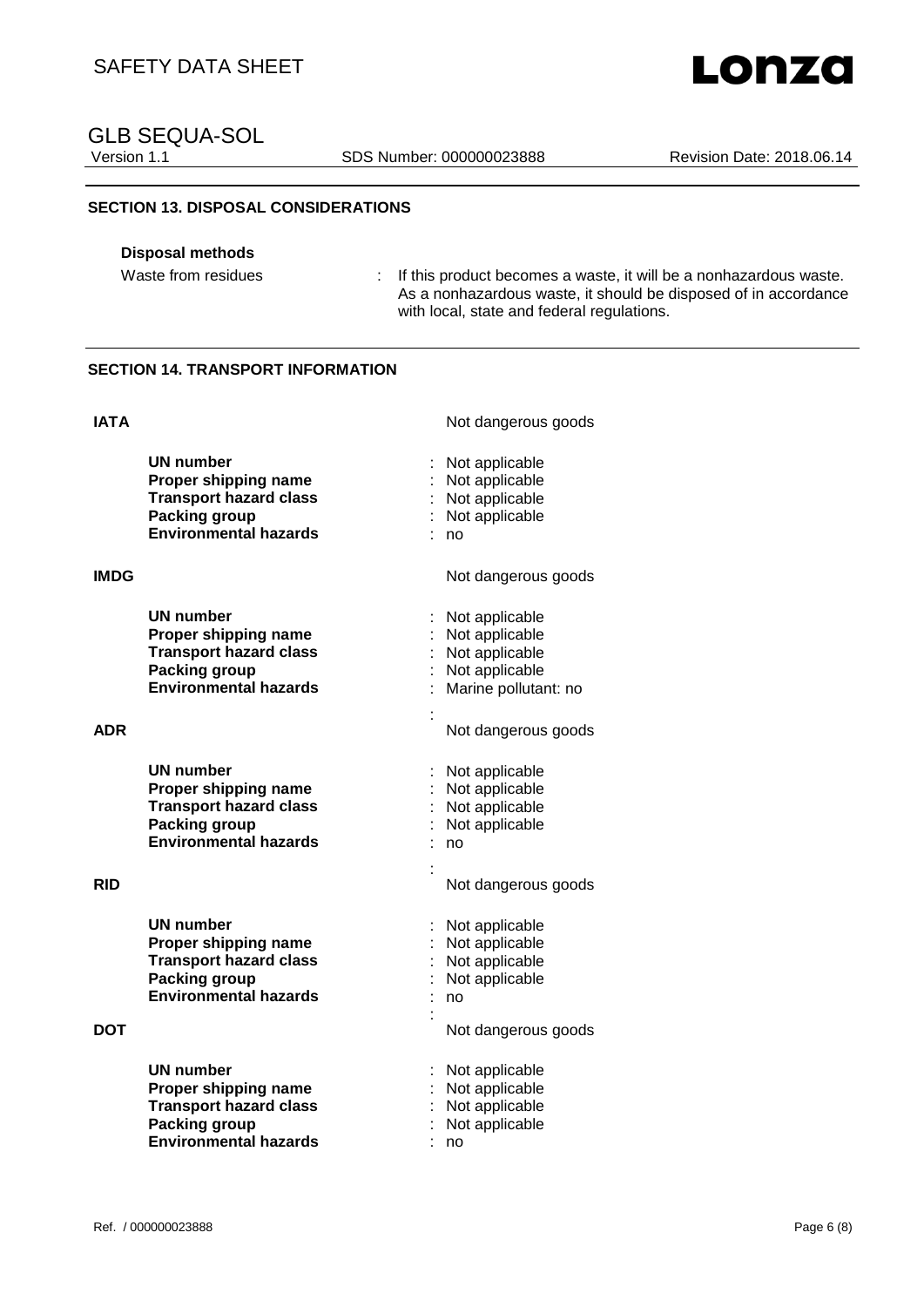## SECTION 13. DISPOSAL CONSIDERATIONS

**Disposal methods**

Waste from residues : If this product becomes a waste, it will be a nonhazardous waste. As a nonhazardous waste, it should be disposed of in accordance with local, state and federal regulations.

## SECTION 14. TRANSPORT INFORMATION

**IATA** Not dangerous goods

**UN number** : Not applicable
**Proper shipping name** : Not applicable
**Transport hazard class** : Not applicable
**Packing group** : Not applicable
**Environmental hazards** : no

**IMDG** Not dangerous goods

**UN number** : Not applicable
**Proper shipping name** : Not applicable
**Transport hazard class** : Not applicable
**Packing group** : Not applicable
**Environmental hazards** : Marine pollutant: no

**ADR** Not dangerous goods

**UN number** : Not applicable
**Proper shipping name** : Not applicable
**Transport hazard class** : Not applicable
**Packing group** : Not applicable
**Environmental hazards** : no

**RID** Not dangerous goods

**UN number** : Not applicable
**Proper shipping name** : Not applicable
**Transport hazard class** : Not applicable
**Packing group** : Not applicable
**Environmental hazards** : no

**DOT** Not dangerous goods

**UN number** : Not applicable
**Proper shipping name** : Not applicable
**Transport hazard class** : Not applicable
**Packing group** : Not applicable
**Environmental hazards** : no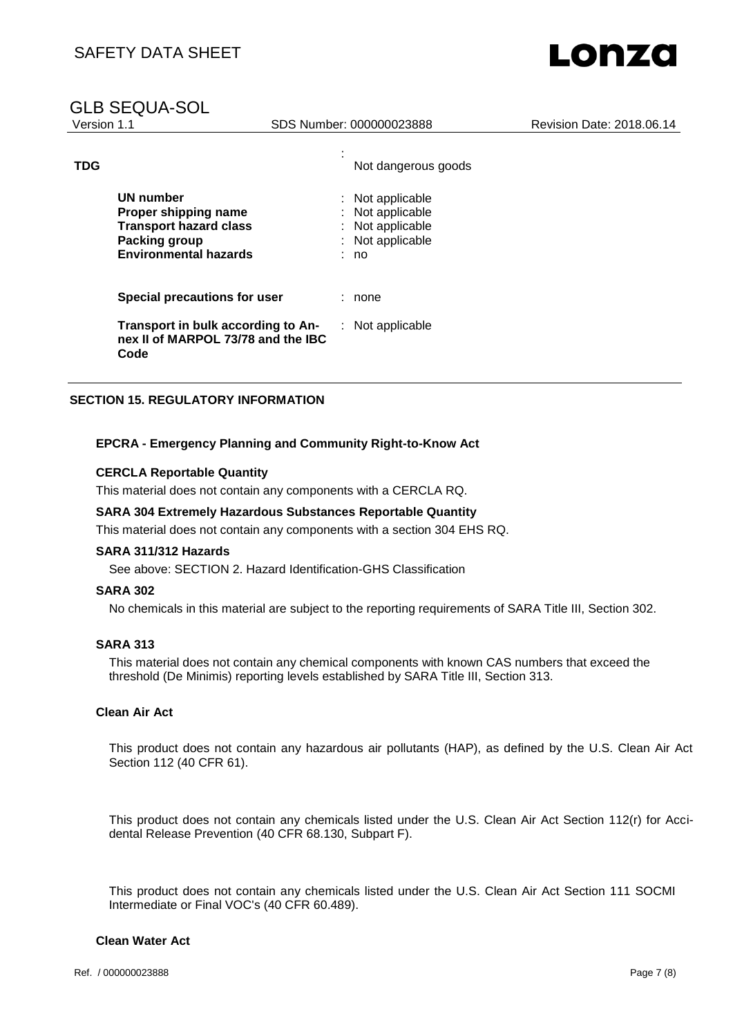**TDG** : Not dangerous goods

| | |
|---|---|
| **UN number** | : Not applicable |
| **Proper shipping name** | : Not applicable |
| **Transport hazard class** | : Not applicable |
| **Packing group** | : Not applicable |
| **Environmental hazards** | : no |

**Special precautions for user** : none

**Transport in bulk according to Annex II of MARPOL 73/78 and the IBC Code** : Not applicable

## SECTION 15. REGULATORY INFORMATION

### EPCRA - Emergency Planning and Community Right-to-Know Act

**CERCLA Reportable Quantity**

This material does not contain any components with a CERCLA RQ.

**SARA 304 Extremely Hazardous Substances Reportable Quantity**

This material does not contain any components with a section 304 EHS RQ.

**SARA 311/312 Hazards**

See above: SECTION 2. Hazard Identification-GHS Classification

**SARA 302**

No chemicals in this material are subject to the reporting requirements of SARA Title III, Section 302.

**SARA 313**

This material does not contain any chemical components with known CAS numbers that exceed the threshold (De Minimis) reporting levels established by SARA Title III, Section 313.

**Clean Air Act**

This product does not contain any hazardous air pollutants (HAP), as defined by the U.S. Clean Air Act Section 112 (40 CFR 61).

This product does not contain any chemicals listed under the U.S. Clean Air Act Section 112(r) for Accidental Release Prevention (40 CFR 68.130, Subpart F).

This product does not contain any chemicals listed under the U.S. Clean Air Act Section 111 SOCMI Intermediate or Final VOC's (40 CFR 60.489).

**Clean Water Act**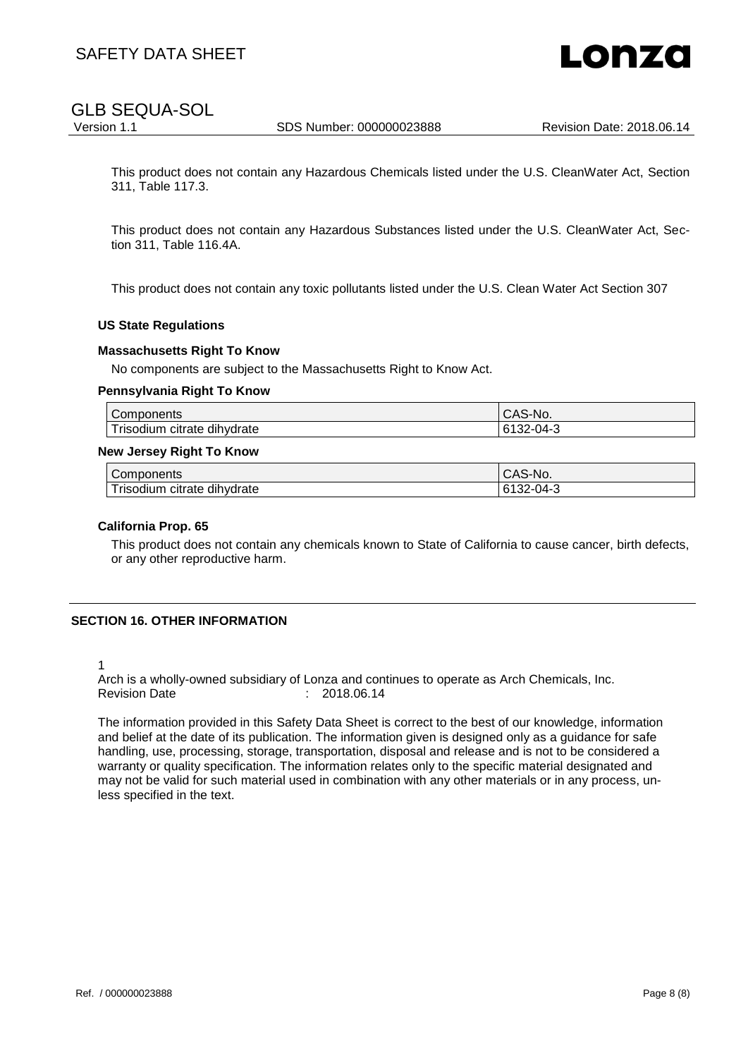This product does not contain any Hazardous Chemicals listed under the U.S. CleanWater Act, Section 311, Table 117.3.

This product does not contain any Hazardous Substances listed under the U.S. CleanWater Act, Section 311, Table 116.4A.

This product does not contain any toxic pollutants listed under the U.S. Clean Water Act Section 307

**US State Regulations**

**Massachusetts Right To Know**

No components are subject to the Massachusetts Right to Know Act.

**Pennsylvania Right To Know**

| Components | CAS-No. |
|---|---|
| Trisodium citrate dihydrate | 6132-04-3 |

**New Jersey Right To Know**

| Components | CAS-No. |
|---|---|
| Trisodium citrate dihydrate | 6132-04-3 |

**California Prop. 65**

This product does not contain any chemicals known to State of California to cause cancer, birth defects, or any other reproductive harm.

## SECTION 16. OTHER INFORMATION

1
Arch is a wholly-owned subsidiary of Lonza and continues to operate as Arch Chemicals, Inc.
Revision Date : 2018.06.14

The information provided in this Safety Data Sheet is correct to the best of our knowledge, information and belief at the date of its publication. The information given is designed only as a guidance for safe handling, use, processing, storage, transportation, disposal and release and is not to be considered a warranty or quality specification. The information relates only to the specific material designated and may not be valid for such material used in combination with any other materials or in any process, unless specified in the text.